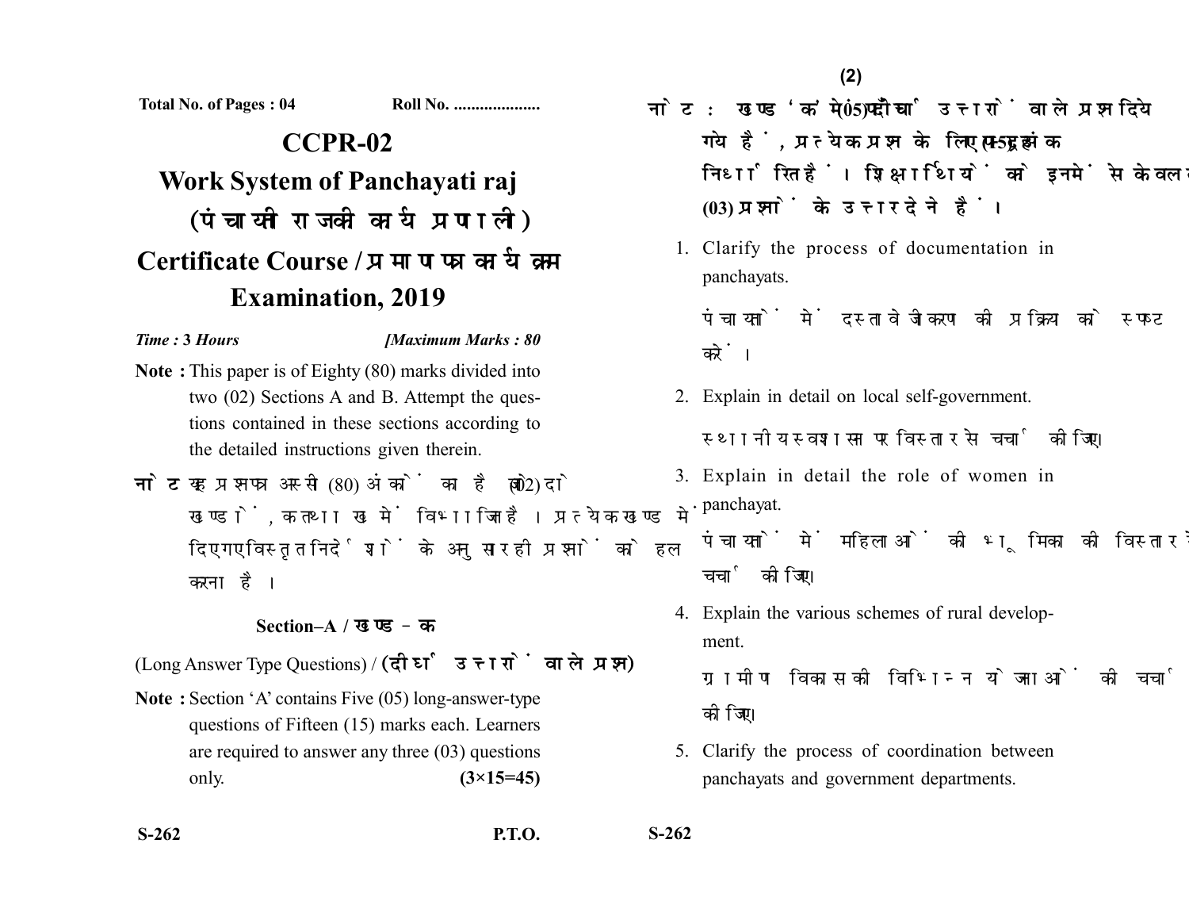**Total No. of Pages : 04** **Roll No. ....................**

# CCPR-02

## Work System of Panchayati raj

## (पंचायती राज की कार्य प्रणाली)

## Certificate Course / प्रमाणपत्र कार्यक्रम

## Examination, 2019

*Time :* **3** *Hours* *[Maximum Marks : 80*

**Note :** This paper is of Eighty (80) marks divided into two (02) Sections A and B. Attempt the questions contained in these sections according to the detailed instructions given therein.

**नोट :** यह प्रश्नपत्र अस्सी (80) अंकों का है जो दो (02) खण्डों, क तथा ख में विभाजित है। प्रत्येक खण्ड में दिए गए विस्तृत निर्देशों के अनुसार ही प्रश्नों को हल करना है।

### Section–A / खण्ड–क

(Long Answer Type Questions) / **(दीर्घ उत्तरों वाले प्रश्न)**

**Note :** Section 'A' contains Five (05) long-answer-type questions of Fifteen (15) marks each. Learners are required to answer any three (03) questions only. **(3×15=45)**

**नोट :** खण्ड 'क' में पाँच (05) दीर्घ उत्तरों वाले प्रश्न दिये गये हैं, प्रत्येक प्रश्न के लिए पन्द्रह (15) अंक निर्धारित हैं। शिक्षार्थियों को इनमें से केवल तीन (03) प्रश्नों के उत्तर देने हैं।

1. Clarify the process of documentation in panchayats.

   पंचायतों में दस्तावेजीकरण की प्रक्रिया को स्पष्ट करें।

2. Explain in detail on local self-government.

   स्थानीय स्वशासन पर विस्तार से चर्चा कीजिए।

3. Explain in detail the role of women in panchayat.

   पंचायतों में महिलाओं की भूमिका की विस्तार से चर्चा कीजिए।

4. Explain the various schemes of rural development.

   ग्रामीण विकास की विभिन्न योजनाओं की चर्चा कीजिए।

5. Clarify the process of coordination between panchayats and government departments.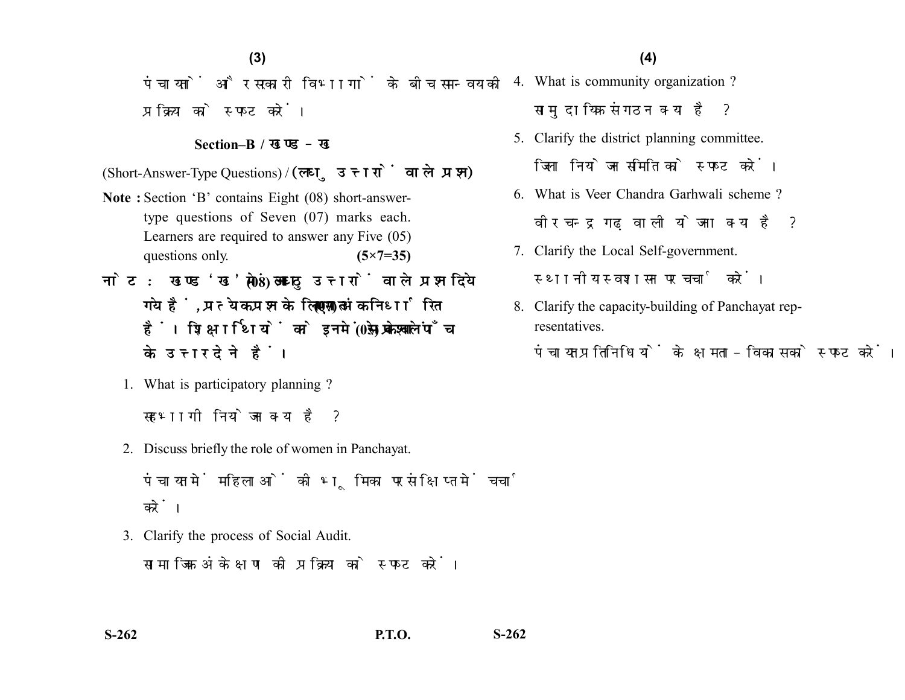पंचायतों और सरकारी विभागों के बीच समन्वय की प्रक्रिया को स्पष्ट करें।

**Section–B / खण्ड – ख**

(Short-Answer-Type Questions) / **(लघु उत्तरों वाले प्रश्न)**

**Note :** Section 'B' contains Eight (08) short-answer-type questions of Seven (07) marks each. Learners are required to answer any Five (05) questions only. **(5×7=35)**

**नोट :** खण्ड 'ख' में आठ (08) लघु उत्तरों वाले प्रश्न दिये गये हैं, प्रत्येक प्रश्न के लिए सात (07) अंक निर्धारित हैं। शिक्षार्थियों को इनमें से केवल पाँच (05) प्रश्नों के उत्तर देने हैं।

1. What is participatory planning ?

   सहभागी नियोजन क्या है ?

2. Discuss briefly the role of women in Panchayat.

   पंचायत में महिलाओं की भूमिका पर संक्षिप्त में चर्चा करें।

3. Clarify the process of Social Audit.

   सामाजिक अंकेक्षण की प्रक्रिया को स्पष्ट करें।

4. What is community organization ?

   सामुदायिक संगठन क्या है ?

5. Clarify the district planning committee.

   जिला नियोजन समिति को स्पष्ट करें।

6. What is Veer Chandra Garhwali scheme ?

   वीर चन्द्र गढ़वाली योजना क्या है ?

7. Clarify the Local Self-government.

   स्थानीय स्वशासन पर चर्चा करें।

8. Clarify the capacity-building of Panchayat representatives.

   पंचायत प्रतिनिधियों के क्षमता-विकास को स्पष्ट करें।